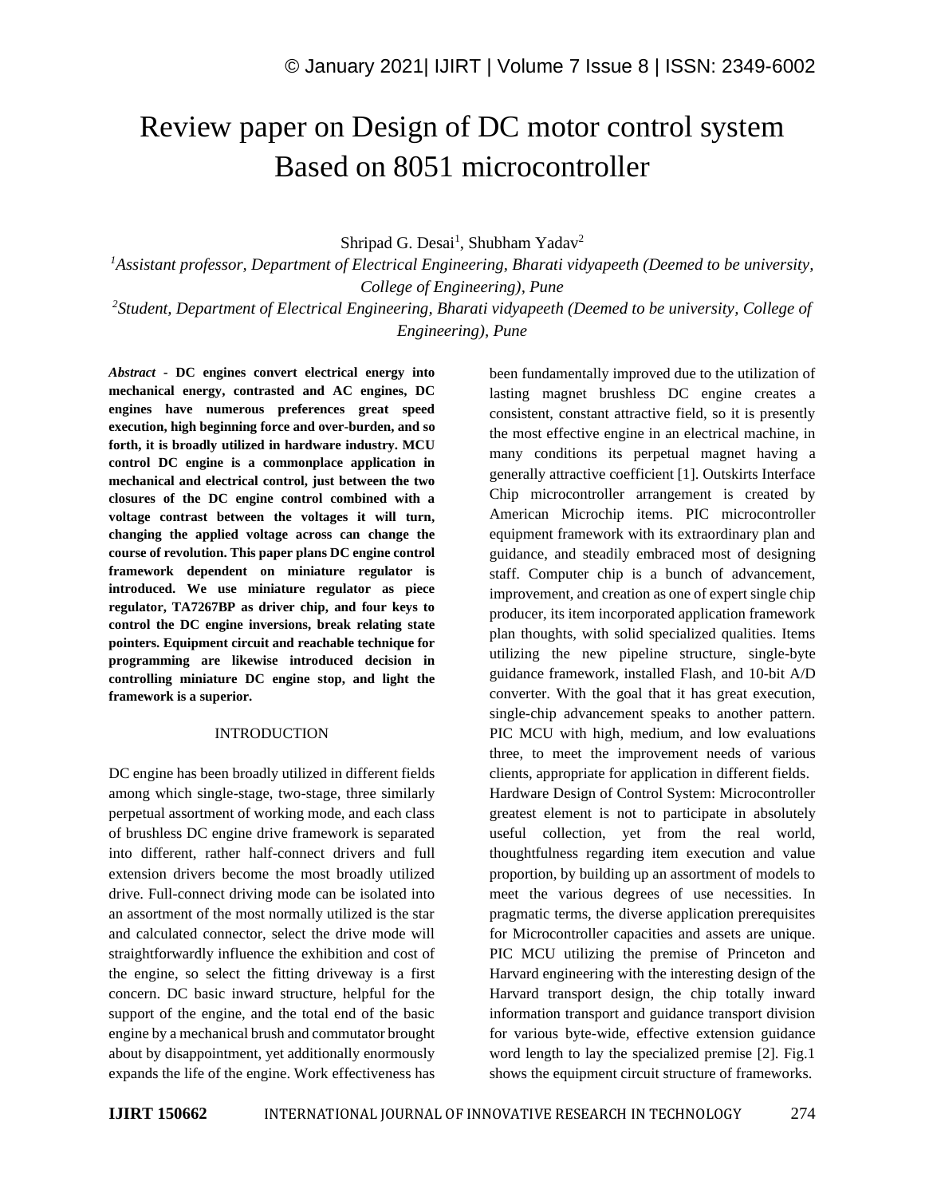# Review paper on Design of DC motor control system Based on 8051 microcontroller

Shripad G. Desai[1], Shubham Yadav[2]

[1]*Assistant professor, Department of Electrical Engineering, Bharati vidyapeeth (Deemed to be university, College of Engineering), Pune*

[2]*Student, Department of Electrical Engineering, Bharati vidyapeeth (Deemed to be university, College of Engineering), Pune*

***Abstract* - DC engines convert electrical energy into mechanical energy, contrasted and AC engines, DC engines have numerous preferences great speed execution, high beginning force and over-burden, and so forth, it is broadly utilized in hardware industry. MCU control DC engine is a commonplace application in mechanical and electrical control, just between the two closures of the DC engine control combined with a voltage contrast between the voltages it will turn, changing the applied voltage across can change the course of revolution. This paper plans DC engine control framework dependent on miniature regulator is introduced. We use miniature regulator as piece regulator, TA7267BP as driver chip, and four keys to control the DC engine inversions, break relating state pointers. Equipment circuit and reachable technique for programming are likewise introduced decision in controlling miniature DC engine stop, and light the framework is a superior.**

## INTRODUCTION

DC engine has been broadly utilized in different fields among which single-stage, two-stage, three similarly perpetual assortment of working mode, and each class of brushless DC engine drive framework is separated into different, rather half-connect drivers and full extension drivers become the most broadly utilized drive. Full-connect driving mode can be isolated into an assortment of the most normally utilized is the star and calculated connector, select the drive mode will straightforwardly influence the exhibition and cost of the engine, so select the fitting driveway is a first concern. DC basic inward structure, helpful for the support of the engine, and the total end of the basic engine by a mechanical brush and commutator brought about by disappointment, yet additionally enormously expands the life of the engine. Work effectiveness has been fundamentally improved due to the utilization of lasting magnet brushless DC engine creates a consistent, constant attractive field, so it is presently the most effective engine in an electrical machine, in many conditions its perpetual magnet having a generally attractive coefficient [1]. Outskirts Interface Chip microcontroller arrangement is created by American Microchip items. PIC microcontroller equipment framework with its extraordinary plan and guidance, and steadily embraced most of designing staff. Computer chip is a bunch of advancement, improvement, and creation as one of expert single chip producer, its item incorporated application framework plan thoughts, with solid specialized qualities. Items utilizing the new pipeline structure, single-byte guidance framework, installed Flash, and 10-bit A/D converter. With the goal that it has great execution, single-chip advancement speaks to another pattern. PIC MCU with high, medium, and low evaluations three, to meet the improvement needs of various clients, appropriate for application in different fields.

Hardware Design of Control System: Microcontroller greatest element is not to participate in absolutely useful collection, yet from the real world, thoughtfulness regarding item execution and value proportion, by building up an assortment of models to meet the various degrees of use necessities. In pragmatic terms, the diverse application prerequisites for Microcontroller capacities and assets are unique. PIC MCU utilizing the premise of Princeton and Harvard engineering with the interesting design of the Harvard transport design, the chip totally inward information transport and guidance transport division for various byte-wide, effective extension guidance word length to lay the specialized premise [2]. Fig.1 shows the equipment circuit structure of frameworks.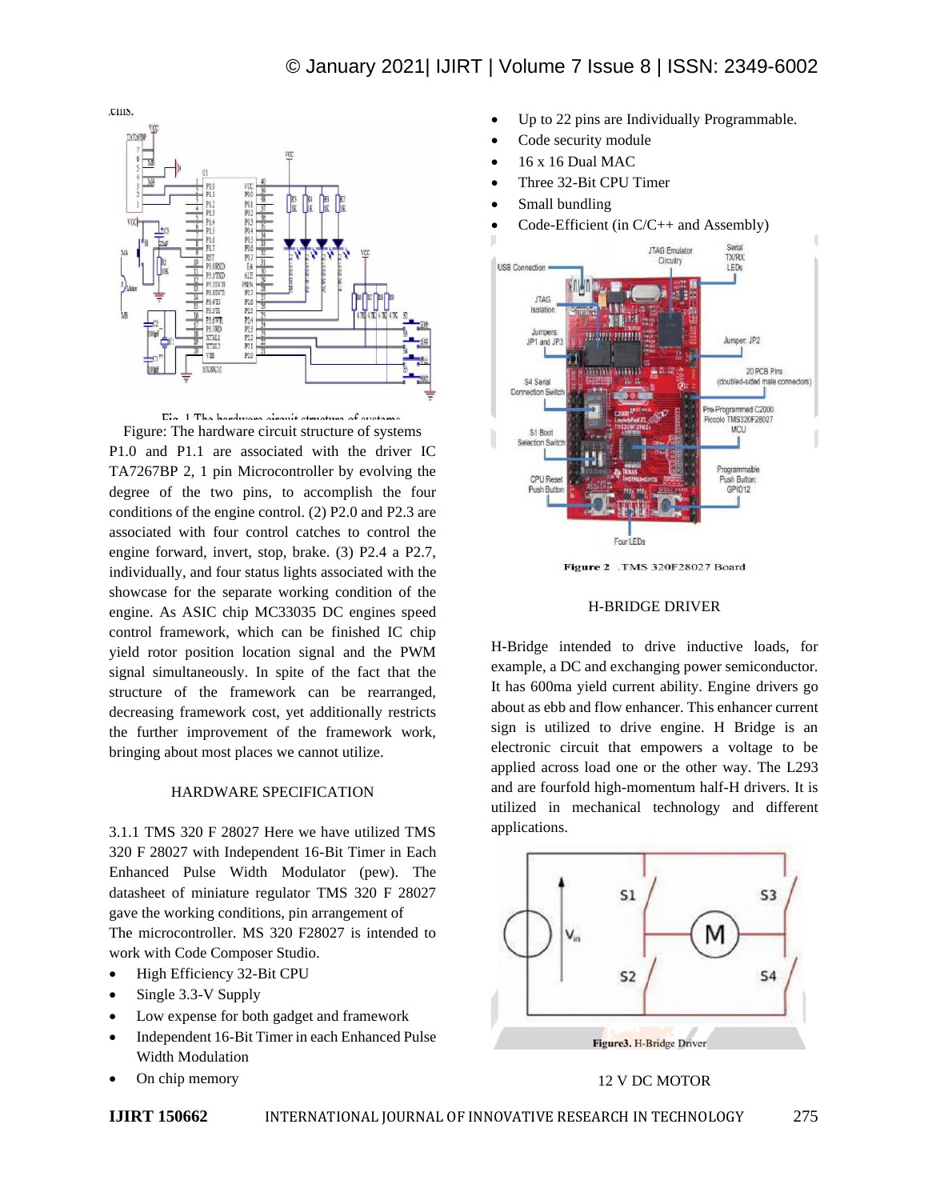cells.

Fig. 1 The hardware circuit structure of systems

Figure: The hardware circuit structure of systems P1.0 and P1.1 are associated with the driver IC TA7267BP 2, 1 pin Microcontroller by evolving the degree of the two pins, to accomplish the four conditions of the engine control. (2) P2.0 and P2.3 are associated with four control catches to control the engine forward, invert, stop, brake. (3) P2.4 a P2.7, individually, and four status lights associated with the showcase for the separate working condition of the engine. As ASIC chip MC33035 DC engines speed control framework, which can be finished IC chip yield rotor position location signal and the PWM signal simultaneously. In spite of the fact that the structure of the framework can be rearranged, decreasing framework cost, yet additionally restricts the further improvement of the framework work, bringing about most places we cannot utilize.

## HARDWARE SPECIFICATION

3.1.1 TMS 320 F 28027 Here we have utilized TMS 320 F 28027 with Independent 16-Bit Timer in Each Enhanced Pulse Width Modulator (pew). The datasheet of miniature regulator TMS 320 F 28027 gave the working conditions, pin arrangement of
The microcontroller. MS 320 F28027 is intended to work with Code Composer Studio.

- High Efficiency 32-Bit CPU
- Single 3.3-V Supply
- Low expense for both gadget and framework
- Independent 16-Bit Timer in each Enhanced Pulse Width Modulation
- On chip memory
- Up to 22 pins are Individually Programmable.
- Code security module
- 16 x 16 Dual MAC
- Three 32-Bit CPU Timer
- Small bundling
- Code-Efficient (in C/C++ and Assembly)

Figure 2 .TMS 320F28027 Board

## H-BRIDGE DRIVER

H-Bridge intended to drive inductive loads, for example, a DC and exchanging power semiconductor. It has 600ma yield current ability. Engine drivers go about as ebb and flow enhancer. This enhancer current sign is utilized to drive engine. H Bridge is an electronic circuit that empowers a voltage to be applied across load one or the other way. The L293 and are fourfold high-momentum half-H drivers. It is utilized in mechanical technology and different applications.

Figure3. H-Bridge Driver

## 12 V DC MOTOR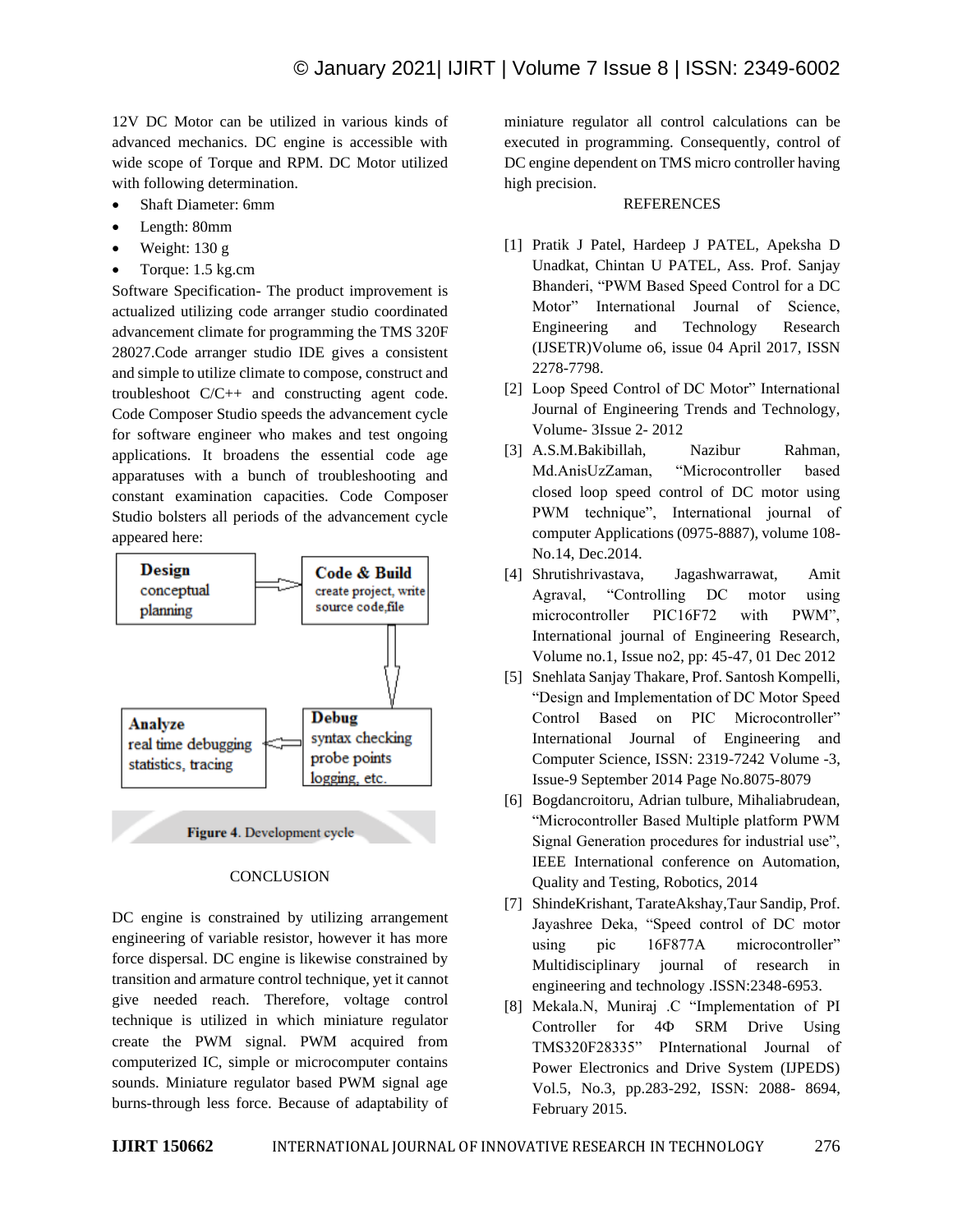12V DC Motor can be utilized in various kinds of advanced mechanics. DC engine is accessible with wide scope of Torque and RPM. DC Motor utilized with following determination.

- Shaft Diameter: 6mm
- Length: 80mm
- Weight: 130 g
- Torque: 1.5 kg.cm

Software Specification- The product improvement is actualized utilizing code arranger studio coordinated advancement climate for programming the TMS 320F 28027.Code arranger studio IDE gives a consistent and simple to utilize climate to compose, construct and troubleshoot C/C++ and constructing agent code. Code Composer Studio speeds the advancement cycle for software engineer who makes and test ongoing applications. It broadens the essential code age apparatuses with a bunch of troubleshooting and constant examination capacities. Code Composer Studio bolsters all periods of the advancement cycle appeared here:

Design
conceptual planning

Code & Build
create project, write source code,file

Debug
syntax checking
probe points
logging, etc.

Analyze
real time debugging
statistics, tracing

**Figure 4.** Development cycle

## CONCLUSION

DC engine is constrained by utilizing arrangement engineering of variable resistor, however it has more force dispersal. DC engine is likewise constrained by transition and armature control technique, yet it cannot give needed reach. Therefore, voltage control technique is utilized in which miniature regulator create the PWM signal. PWM acquired from computerized IC, simple or microcomputer contains sounds. Miniature regulator based PWM signal age burns-through less force. Because of adaptability of miniature regulator all control calculations can be executed in programming. Consequently, control of DC engine dependent on TMS micro controller having high precision.

## REFERENCES

[1] Pratik J Patel, Hardeep J PATEL, Apeksha D Unadkat, Chintan U PATEL, Ass. Prof. Sanjay Bhanderi, "PWM Based Speed Control for a DC Motor" International Journal of Science, Engineering and Technology Research (IJSETR)Volume o6, issue 04 April 2017, ISSN 2278-7798.

[2] Loop Speed Control of DC Motor" International Journal of Engineering Trends and Technology, Volume- 3Issue 2- 2012

[3] A.S.M.Bakibillah, Nazibur Rahman, Md.AnisUzZaman, "Microcontroller based closed loop speed control of DC motor using PWM technique", International journal of computer Applications (0975-8887), volume 108-No.14, Dec.2014.

[4] Shrutishrivastava, Jagashwarrawat, Amit Agraval, "Controlling DC motor using microcontroller PIC16F72 with PWM", International journal of Engineering Research, Volume no.1, Issue no2, pp: 45-47, 01 Dec 2012

[5] Snehlata Sanjay Thakare, Prof. Santosh Kompelli, "Design and Implementation of DC Motor Speed Control Based on PIC Microcontroller" International Journal of Engineering and Computer Science, ISSN: 2319-7242 Volume -3, Issue-9 September 2014 Page No.8075-8079

[6] Bogdancroitoru, Adrian tulbure, Mihaliabrudean, "Microcontroller Based Multiple platform PWM Signal Generation procedures for industrial use", IEEE International conference on Automation, Quality and Testing, Robotics, 2014

[7] ShindeKrishant, TarateAkshay,Taur Sandip, Prof. Jayashree Deka, "Speed control of DC motor using pic 16F877A microcontroller" Multidisciplinary journal of research in engineering and technology .ISSN:2348-6953.

[8] Mekala.N, Muniraj .C "Implementation of PI Controller for 4Φ SRM Drive Using TMS320F28335" PInternational Journal of Power Electronics and Drive System (IJPEDS) Vol.5, No.3, pp.283-292, ISSN: 2088- 8694, February 2015.